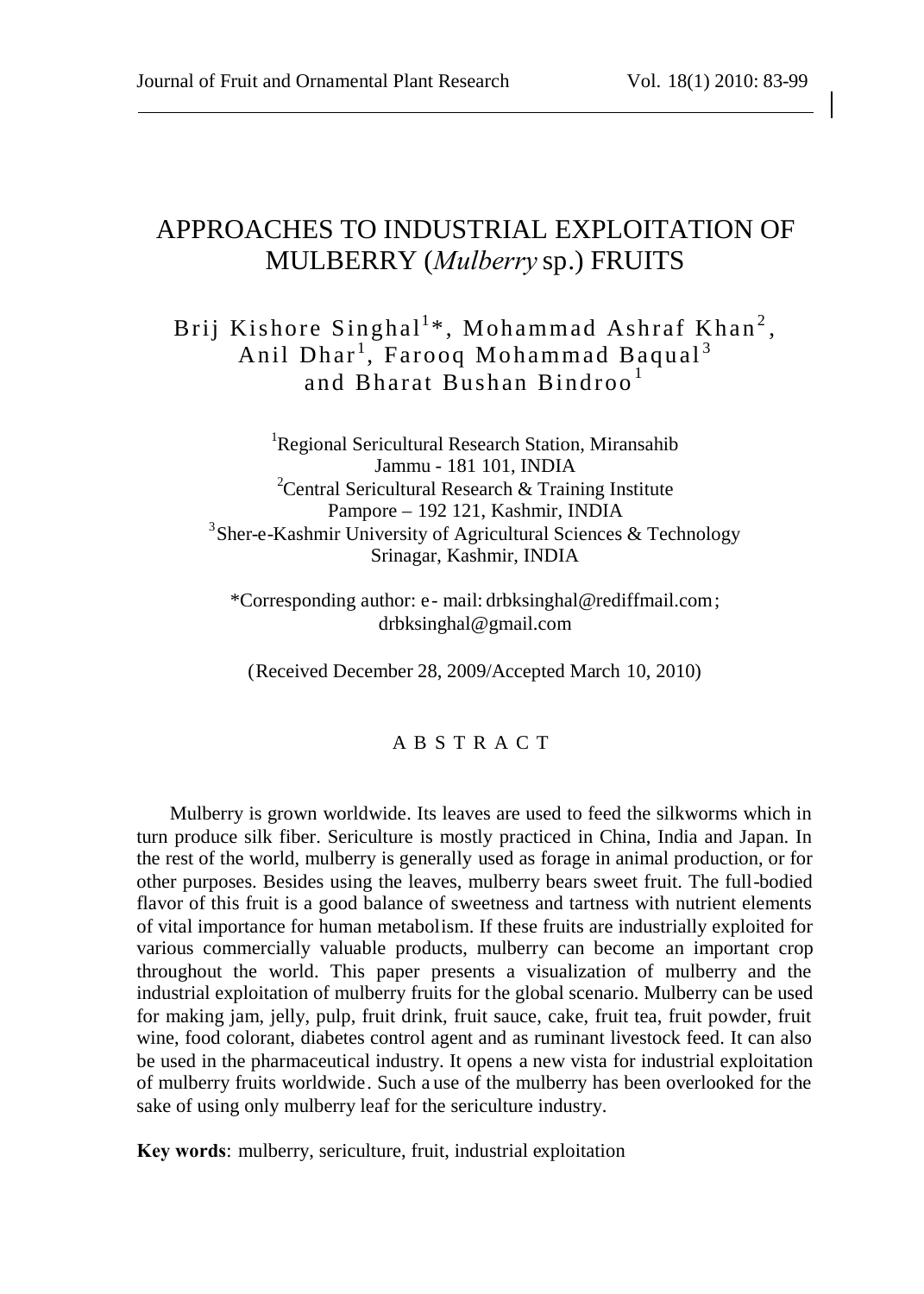# APPROACHES TO INDUSTRIAL EXPLOITATION OF MULBERRY (*Mulberry* sp.) FRUITS

Brij Kishore Singhal[1]*, Mohammad Ashraf Khan[2], Anil Dhar[1], Farooq Mohammad Baqual[3] and Bharat Bushan Bindroo[1]

[1]Regional Sericultural Research Station, Miransahib
Jammu - 181 101, INDIA
[2]Central Sericultural Research & Training Institute
Pampore – 192 121, Kashmir, INDIA
[3]Sher-e-Kashmir University of Agricultural Sciences & Technology
Srinagar, Kashmir, INDIA

*Corresponding author: e-mail: drbksinghal@rediffmail.com; drbksinghal@gmail.com

(Received December 28, 2009/Accepted March 10, 2010)

## A B S T R A C T

Mulberry is grown worldwide. Its leaves are used to feed the silkworms which in turn produce silk fiber. Sericulture is mostly practiced in China, India and Japan. In the rest of the world, mulberry is generally used as forage in animal production, or for other purposes. Besides using the leaves, mulberry bears sweet fruit. The full-bodied flavor of this fruit is a good balance of sweetness and tartness with nutrient elements of vital importance for human metabolism. If these fruits are industrially exploited for various commercially valuable products, mulberry can become an important crop throughout the world. This paper presents a visualization of mulberry and the industrial exploitation of mulberry fruits for the global scenario. Mulberry can be used for making jam, jelly, pulp, fruit drink, fruit sauce, cake, fruit tea, fruit powder, fruit wine, food colorant, diabetes control agent and as ruminant livestock feed. It can also be used in the pharmaceutical industry. It opens a new vista for industrial exploitation of mulberry fruits worldwide. Such a use of the mulberry has been overlooked for the sake of using only mulberry leaf for the sericulture industry.

**Key words**: mulberry, sericulture, fruit, industrial exploitation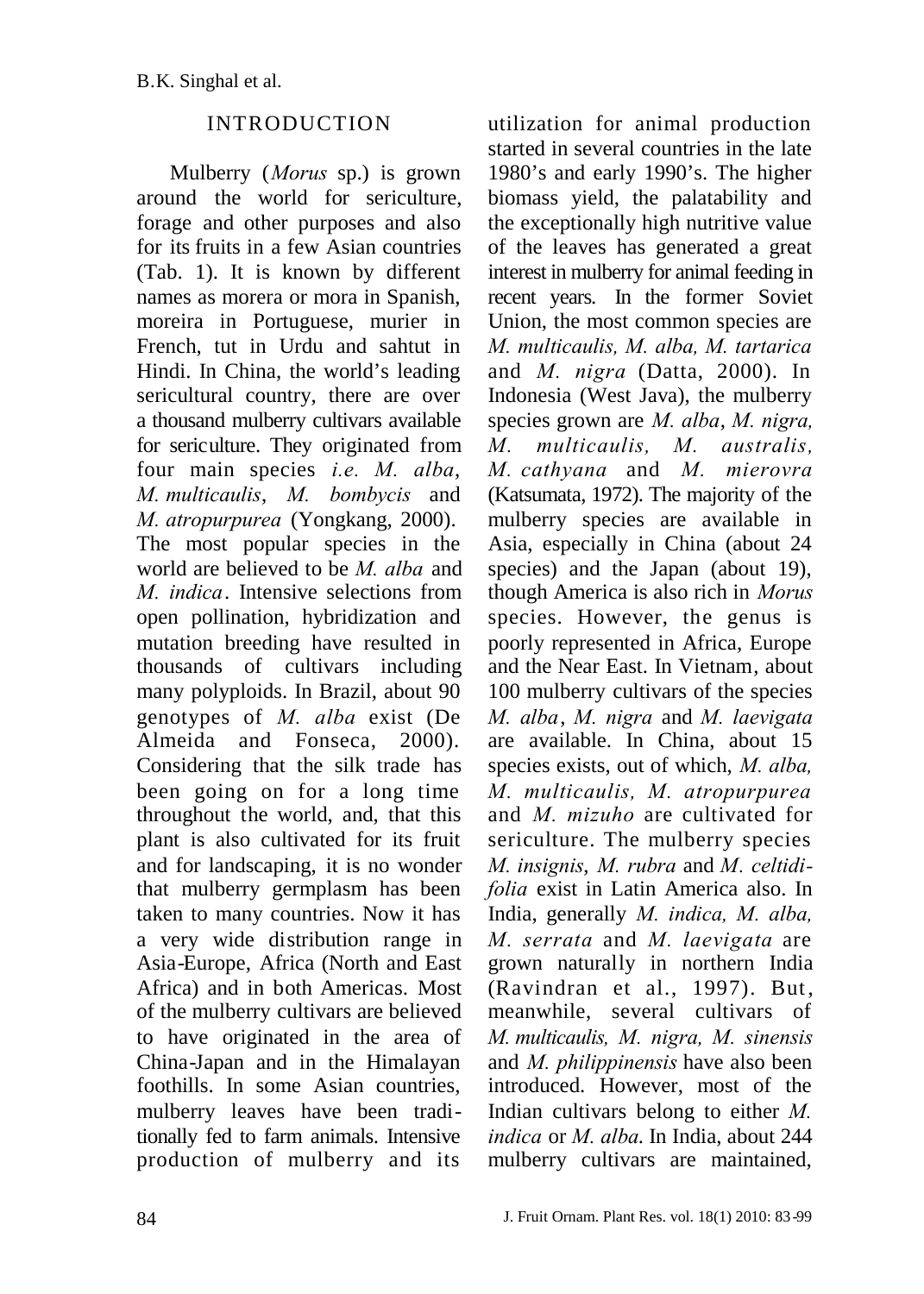## INTRODUCTION

Mulberry (*Morus* sp.) is grown around the world for sericulture, forage and other purposes and also for its fruits in a few Asian countries (Tab. 1). It is known by different names as morera or mora in Spanish, moreira in Portuguese, murier in French, tut in Urdu and sahtut in Hindi. In China, the world's leading sericultural country, there are over a thousand mulberry cultivars available for sericulture. They originated from four main species *i.e. M. alba*, *M. multicaulis*, *M. bombycis* and *M. atropurpurea* (Yongkang, 2000). The most popular species in the world are believed to be *M. alba* and *M. indica*. Intensive selections from open pollination, hybridization and mutation breeding have resulted in thousands of cultivars including many polyploids. In Brazil, about 90 genotypes of *M. alba* exist (De Almeida and Fonseca, 2000). Considering that the silk trade has been going on for a long time throughout the world, and, that this plant is also cultivated for its fruit and for landscaping, it is no wonder that mulberry germplasm has been taken to many countries. Now it has a very wide distribution range in Asia-Europe, Africa (North and East Africa) and in both Americas. Most of the mulberry cultivars are believed to have originated in the area of China-Japan and in the Himalayan foothills. In some Asian countries, mulberry leaves have been traditionally fed to farm animals. Intensive production of mulberry and its utilization for animal production started in several countries in the late 1980's and early 1990's. The higher biomass yield, the palatability and the exceptionally high nutritive value of the leaves has generated a great interest in mulberry for animal feeding in recent years. In the former Soviet Union, the most common species are *M. multicaulis, M. alba, M. tartarica* and *M. nigra* (Datta, 2000). In Indonesia (West Java), the mulberry species grown are *M. alba*, *M. nigra, M. multicaulis, M. australis, M. cathyana* and *M. mierovra* (Katsumata, 1972). The majority of the mulberry species are available in Asia, especially in China (about 24 species) and the Japan (about 19), though America is also rich in *Morus* species. However, the genus is poorly represented in Africa, Europe and the Near East. In Vietnam, about 100 mulberry cultivars of the species *M. alba*, *M. nigra* and *M. laevigata* are available. In China, about 15 species exists, out of which, *M. alba, M. multicaulis, M. atropurpurea* and *M. mizuho* are cultivated for sericulture. The mulberry species *M. insignis*, *M. rubra* and *M. celtidifolia* exist in Latin America also. In India, generally *M. indica, M. alba, M. serrata* and *M. laevigata* are grown naturally in northern India (Ravindran et al., 1997). But, meanwhile, several cultivars of *M. multicaulis, M. nigra, M. sinensis* and *M. philippinensis* have also been introduced. However, most of the Indian cultivars belong to either *M. indica* or *M. alba*. In India, about 244 mulberry cultivars are maintained,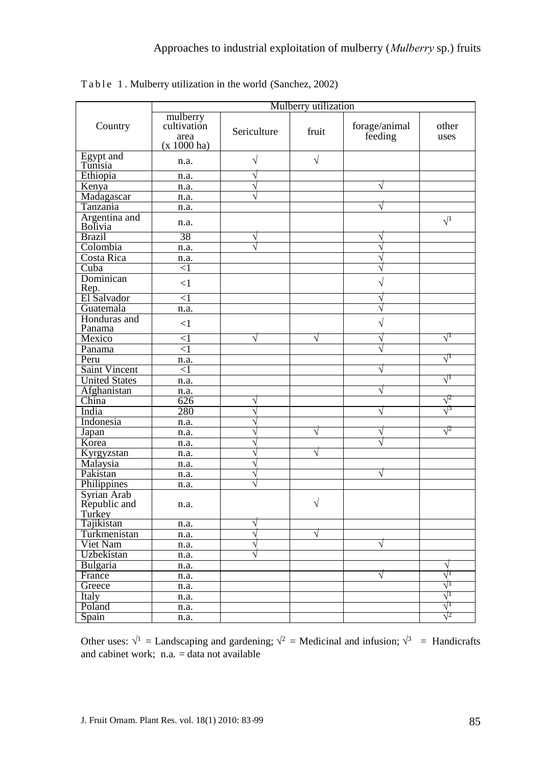Table 1. Mulberry utilization in the world (Sanchez, 2002)

| Country | Mulberry utilization | | | | |
|---|---|---|---|---|---|
| | mulberry cultivation area (x 1000 ha) | Sericulture | fruit | forage/animal feeding | other uses |
| Egypt and Tunisia | n.a. | √ | √ | | |
| Ethiopia | n.a. | √ | | | |
| Kenya | n.a. | √ | | √ | |
| Madagascar | n.a. | √ | | | |
| Tanzania | n.a. | | | √ | |
| Argentina and Bolivia | n.a. | | | | √[1] |
| Brazil | 38 | √ | | √ | |
| Colombia | n.a. | √ | | √ | |
| Costa Rica | n.a. | | | √ | |
| Cuba | <1 | | | √ | |
| Dominican Rep. | <1 | | | √ | |
| El Salvador | <1 | | | √ | |
| Guatemala | n.a. | | | √ | |
| Honduras and Panama | <1 | | | √ | |
| Mexico | <1 | √ | √ | √ | √[1] |
| Panama | <1 | | | √ | |
| Peru | n.a. | | | | √[1] |
| Saint Vincent | <1 | | | √ | |
| United States | n.a. | | | | √[1] |
| Afghanistan | n.a. | | | √ | |
| China | 626 | √ | | | √[2] |
| India | 280 | √ | | √ | √[3] |
| Indonesia | n.a. | √ | | | |
| Japan | n.a. | √ | √ | √ | √[2] |
| Korea | n.a. | √ | | √ | |
| Kyrgyzstan | n.a. | √ | √ | | |
| Malaysia | n.a. | √ | | | |
| Pakistan | n.a. | √ | | √ | |
| Philippines | n.a. | √ | | | |
| Syrian Arab Republic and Turkey | n.a. | | √ | | |
| Tajikistan | n.a. | √ | | | |
| Turkmenistan | n.a. | √ | √ | | |
| Viet Nam | n.a. | √ | | √ | |
| Uzbekistan | n.a. | √ | | | |
| Bulgaria | n.a. | | | | √ |
| France | n.a. | | | √ | √[1] |
| Greece | n.a. | | | | √[1] |
| Italy | n.a. | | | | √[1] |
| Poland | n.a. | | | | √[1] |
| Spain | n.a. | | | | √[2] |

Other uses: √[1] = Landscaping and gardening; √[2] = Medicinal and infusion; √[3] = Handicrafts and cabinet work; n.a. = data not available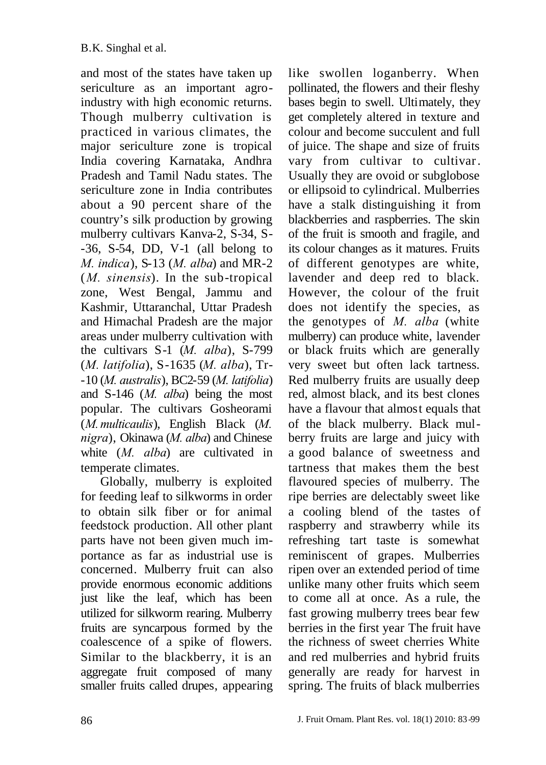and most of the states have taken up sericulture as an important agro-industry with high economic returns. Though mulberry cultivation is practiced in various climates, the major sericulture zone is tropical India covering Karnataka, Andhra Pradesh and Tamil Nadu states. The sericulture zone in India contributes about a 90 percent share of the country's silk production by growing mulberry cultivars Kanva-2, S-34, S--36, S-54, DD, V-1 (all belong to *M. indica*), S-13 (*M. alba*) and MR-2 (*M. sinensis*). In the sub-tropical zone, West Bengal, Jammu and Kashmir, Uttaranchal, Uttar Pradesh and Himachal Pradesh are the major areas under mulberry cultivation with the cultivars S-1 (*M. alba*), S-799 (*M. latifolia*), S-1635 (*M. alba*), Tr--10 (*M. australis*), BC2-59 (*M. latifolia*) and S-146 (*M. alba*) being the most popular. The cultivars Gosheorami (*M. multicaulis*), English Black (*M. nigra*), Okinawa (*M. alba*) and Chinese white (*M. alba*) are cultivated in temperate climates.

Globally, mulberry is exploited for feeding leaf to silkworms in order to obtain silk fiber or for animal feedstock production. All other plant parts have not been given much importance as far as industrial use is concerned. Mulberry fruit can also provide enormous economic additions just like the leaf, which has been utilized for silkworm rearing. Mulberry fruits are syncarpous formed by the coalescence of a spike of flowers. Similar to the blackberry, it is an aggregate fruit composed of many smaller fruits called drupes, appearing like swollen loganberry. When pollinated, the flowers and their fleshy bases begin to swell. Ultimately, they get completely altered in texture and colour and become succulent and full of juice. The shape and size of fruits vary from cultivar to cultivar. Usually they are ovoid or subglobose or ellipsoid to cylindrical. Mulberries have a stalk distinguishing it from blackberries and raspberries. The skin of the fruit is smooth and fragile, and its colour changes as it matures. Fruits of different genotypes are white, lavender and deep red to black. However, the colour of the fruit does not identify the species, as the genotypes of *M. alba* (white mulberry) can produce white, lavender or black fruits which are generally very sweet but often lack tartness. Red mulberry fruits are usually deep red, almost black, and its best clones have a flavour that almost equals that of the black mulberry. Black mulberry fruits are large and juicy with a good balance of sweetness and tartness that makes them the best flavoured species of mulberry. The ripe berries are delectably sweet like a cooling blend of the tastes of raspberry and strawberry while its refreshing tart taste is somewhat reminiscent of grapes. Mulberries ripen over an extended period of time unlike many other fruits which seem to come all at once. As a rule, the fast growing mulberry trees bear few berries in the first year The fruit have the richness of sweet cherries White and red mulberries and hybrid fruits generally are ready for harvest in spring. The fruits of black mulberries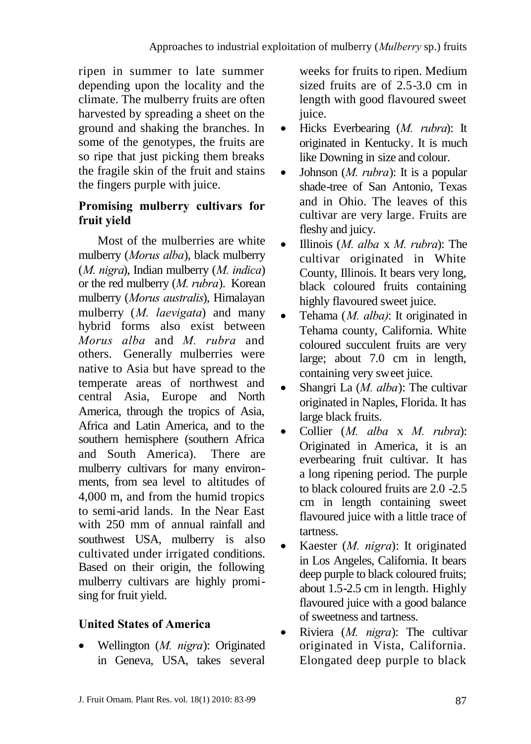ripen in summer to late summer depending upon the locality and the climate. The mulberry fruits are often harvested by spreading a sheet on the ground and shaking the branches. In some of the genotypes, the fruits are so ripe that just picking them breaks the fragile skin of the fruit and stains the fingers purple with juice.

### Promising mulberry cultivars for fruit yield

Most of the mulberries are white mulberry (*Morus alba*), black mulberry (*M. nigra*), Indian mulberry (*M. indica*) or the red mulberry (*M. rubra*). Korean mulberry (*Morus australis*), Himalayan mulberry (*M. laevigata*) and many hybrid forms also exist between *Morus alba* and *M. rubra* and others. Generally mulberries were native to Asia but have spread to the temperate areas of northwest and central Asia, Europe and North America, through the tropics of Asia, Africa and Latin America, and to the southern hemisphere (southern Africa and South America). There are mulberry cultivars for many environments, from sea level to altitudes of 4,000 m, and from the humid tropics to semi-arid lands. In the Near East with 250 mm of annual rainfall and southwest USA, mulberry is also cultivated under irrigated conditions. Based on their origin, the following mulberry cultivars are highly promising for fruit yield.

### United States of America

- Wellington (*M. nigra*): Originated in Geneva, USA, takes several weeks for fruits to ripen. Medium sized fruits are of 2.5-3.0 cm in length with good flavoured sweet juice.
- Hicks Everbearing (*M. rubra*): It originated in Kentucky. It is much like Downing in size and colour.
- Johnson (*M. rubra*): It is a popular shade-tree of San Antonio, Texas and in Ohio. The leaves of this cultivar are very large. Fruits are fleshy and juicy.
- Illinois (*M. alba* x *M. rubra*): The cultivar originated in White County, Illinois. It bears very long, black coloured fruits containing highly flavoured sweet juice.
- Tehama (*M. alba)*: It originated in Tehama county, California. White coloured succulent fruits are very large; about 7.0 cm in length, containing very sweet juice.
- Shangri La (*M. alba*): The cultivar originated in Naples, Florida. It has large black fruits.
- Collier (*M. alba* x *M. rubra*): Originated in America, it is an everbearing fruit cultivar. It has a long ripening period. The purple to black coloured fruits are 2.0 -2.5 cm in length containing sweet flavoured juice with a little trace of tartness.
- Kaester (*M. nigra*): It originated in Los Angeles, California. It bears deep purple to black coloured fruits; about 1.5-2.5 cm in length. Highly flavoured juice with a good balance of sweetness and tartness.
- Riviera (*M. nigra*): The cultivar originated in Vista, California. Elongated deep purple to black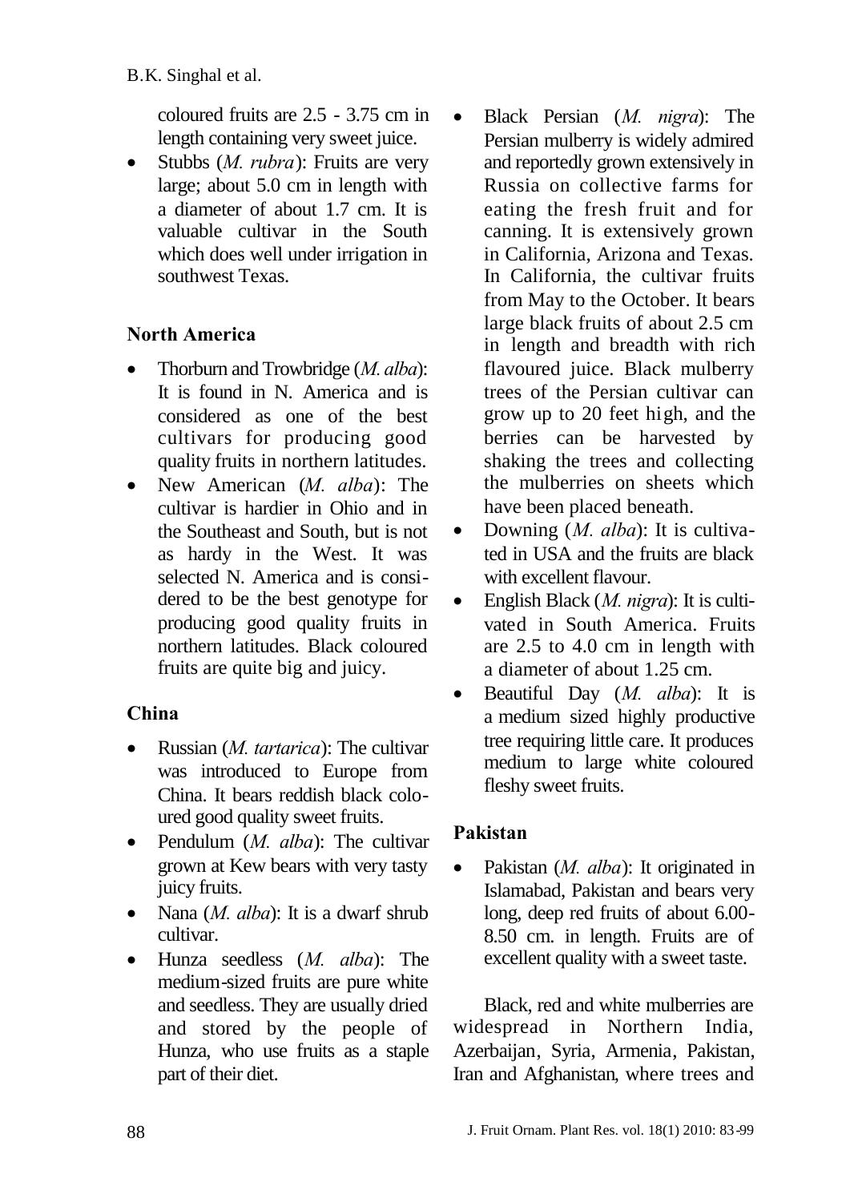coloured fruits are 2.5 - 3.75 cm in length containing very sweet juice.

- Stubbs (*M. rubra*): Fruits are very large; about 5.0 cm in length with a diameter of about 1.7 cm. It is valuable cultivar in the South which does well under irrigation in southwest Texas.

## North America

- Thorburn and Trowbridge (*M. alba*): It is found in N. America and is considered as one of the best cultivars for producing good quality fruits in northern latitudes.
- New American (*M. alba*): The cultivar is hardier in Ohio and in the Southeast and South, but is not as hardy in the West. It was selected N. America and is considered to be the best genotype for producing good quality fruits in northern latitudes. Black coloured fruits are quite big and juicy.

## China

- Russian (*M. tartarica*): The cultivar was introduced to Europe from China. It bears reddish black coloured good quality sweet fruits.
- Pendulum (*M. alba*): The cultivar grown at Kew bears with very tasty juicy fruits.
- Nana (*M. alba*): It is a dwarf shrub cultivar.
- Hunza seedless (*M. alba*): The medium-sized fruits are pure white and seedless. They are usually dried and stored by the people of Hunza, who use fruits as a staple part of their diet.
- Black Persian (*M. nigra*): The Persian mulberry is widely admired and reportedly grown extensively in Russia on collective farms for eating the fresh fruit and for canning. It is extensively grown in California, Arizona and Texas. In California, the cultivar fruits from May to the October. It bears large black fruits of about 2.5 cm in length and breadth with rich flavoured juice. Black mulberry trees of the Persian cultivar can grow up to 20 feet high, and the berries can be harvested by shaking the trees and collecting the mulberries on sheets which have been placed beneath.
- Downing (*M. alba*): It is cultivated in USA and the fruits are black with excellent flavour.
- English Black (*M. nigra*): It is cultivated in South America. Fruits are 2.5 to 4.0 cm in length with a diameter of about 1.25 cm.
- Beautiful Day (*M. alba*): It is a medium sized highly productive tree requiring little care. It produces medium to large white coloured fleshy sweet fruits.

## Pakistan

- Pakistan (*M. alba*): It originated in Islamabad, Pakistan and bears very long, deep red fruits of about 6.00-8.50 cm. in length. Fruits are of excellent quality with a sweet taste.

Black, red and white mulberries are widespread in Northern India, Azerbaijan, Syria, Armenia, Pakistan, Iran and Afghanistan, where trees and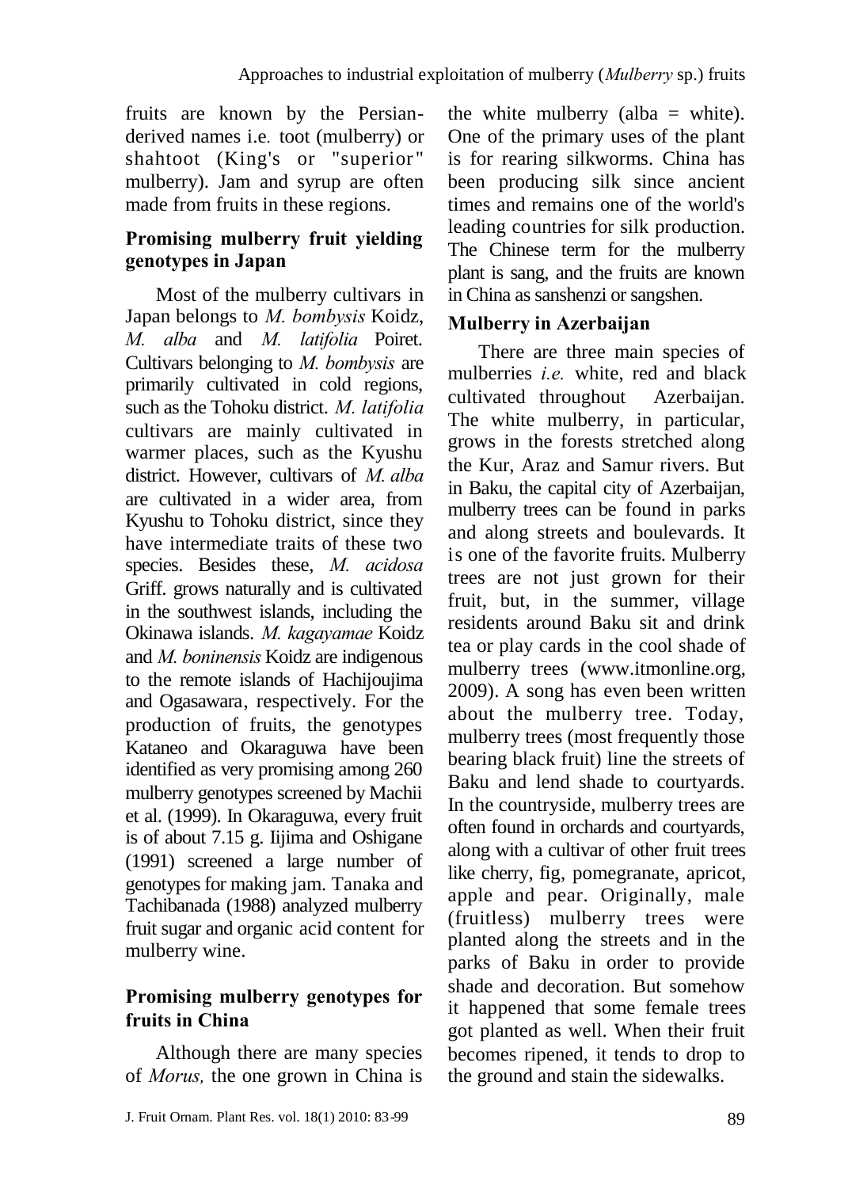fruits are known by the Persian-derived names i.e. toot (mulberry) or shahtoot (King's or "superior" mulberry). Jam and syrup are often made from fruits in these regions.

## Promising mulberry fruit yielding genotypes in Japan

Most of the mulberry cultivars in Japan belongs to *M. bombysis* Koidz, *M. alba* and *M. latifolia* Poiret. Cultivars belonging to *M. bombysis* are primarily cultivated in cold regions, such as the Tohoku district. *M. latifolia* cultivars are mainly cultivated in warmer places, such as the Kyushu district. However, cultivars of *M. alba* are cultivated in a wider area, from Kyushu to Tohoku district, since they have intermediate traits of these two species. Besides these, *M. acidosa* Griff. grows naturally and is cultivated in the southwest islands, including the Okinawa islands. *M. kagayamae* Koidz and *M. boninensis* Koidz are indigenous to the remote islands of Hachijoujima and Ogasawara, respectively. For the production of fruits, the genotypes Kataneo and Okaraguwa have been identified as very promising among 260 mulberry genotypes screened by Machii et al. (1999). In Okaraguwa, every fruit is of about 7.15 g. Iijima and Oshigane (1991) screened a large number of genotypes for making jam. Tanaka and Tachibanada (1988) analyzed mulberry fruit sugar and organic acid content for mulberry wine.

## Promising mulberry genotypes for fruits in China

Although there are many species of *Morus,* the one grown in China is the white mulberry (alba = white). One of the primary uses of the plant is for rearing silkworms. China has been producing silk since ancient times and remains one of the world's leading countries for silk production. The Chinese term for the mulberry plant is sang, and the fruits are known in China as sanshenzi or sangshen.

## Mulberry in Azerbaijan

There are three main species of mulberries *i.e.* white, red and black cultivated throughout Azerbaijan. The white mulberry, in particular, grows in the forests stretched along the Kur, Araz and Samur rivers. But in Baku, the capital city of Azerbaijan, mulberry trees can be found in parks and along streets and boulevards. It is one of the favorite fruits. Mulberry trees are not just grown for their fruit, but, in the summer, village residents around Baku sit and drink tea or play cards in the cool shade of mulberry trees (www.itmonline.org, 2009). A song has even been written about the mulberry tree. Today, mulberry trees (most frequently those bearing black fruit) line the streets of Baku and lend shade to courtyards. In the countryside, mulberry trees are often found in orchards and courtyards, along with a cultivar of other fruit trees like cherry, fig, pomegranate, apricot, apple and pear. Originally, male (fruitless) mulberry trees were planted along the streets and in the parks of Baku in order to provide shade and decoration. But somehow it happened that some female trees got planted as well. When their fruit becomes ripened, it tends to drop to the ground and stain the sidewalks.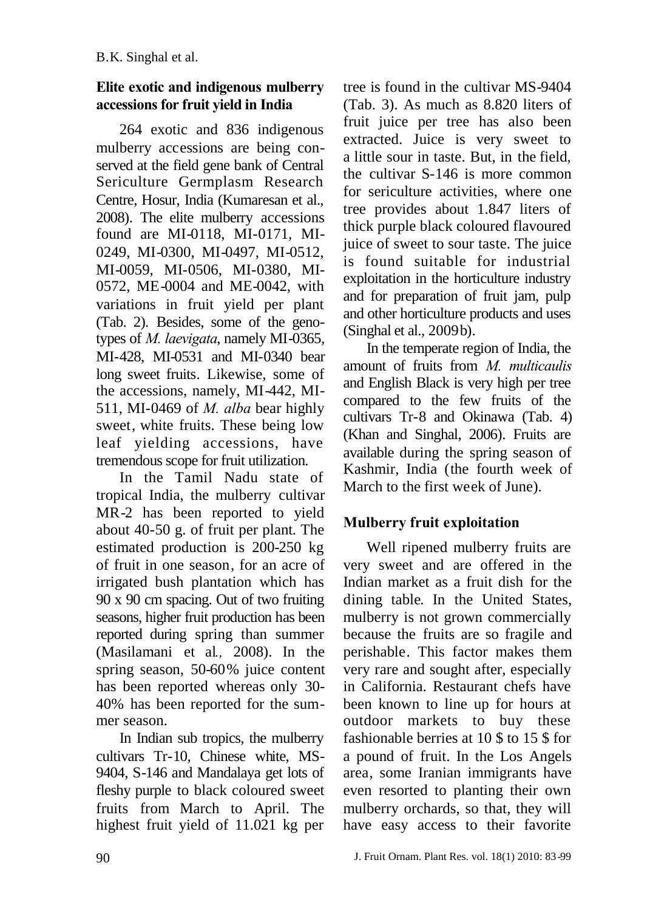## Elite exotic and indigenous mulberry accessions for fruit yield in India

264 exotic and 836 indigenous mulberry accessions are being conserved at the field gene bank of Central Sericulture Germplasm Research Centre, Hosur, India (Kumaresan et al., 2008). The elite mulberry accessions found are MI-0118, MI-0171, MI-0249, MI-0300, MI-0497, MI-0512, MI-0059, MI-0506, MI-0380, MI-0572, ME-0004 and ME-0042, with variations in fruit yield per plant (Tab. 2). Besides, some of the genotypes of *M. laevigata*, namely MI-0365, MI-428, MI-0531 and MI-0340 bear long sweet fruits. Likewise, some of the accessions, namely, MI-442, MI-511, MI-0469 of *M. alba* bear highly sweet, white fruits. These being low leaf yielding accessions, have tremendous scope for fruit utilization.

In the Tamil Nadu state of tropical India, the mulberry cultivar MR-2 has been reported to yield about 40-50 g. of fruit per plant. The estimated production is 200-250 kg of fruit in one season, for an acre of irrigated bush plantation which has 90 x 90 cm spacing. Out of two fruiting seasons, higher fruit production has been reported during spring than summer (Masilamani et al*.,* 2008). In the spring season, 50-60% juice content has been reported whereas only 30-40% has been reported for the summer season.

In Indian sub tropics, the mulberry cultivars Tr-10, Chinese white, MS-9404, S-146 and Mandalaya get lots of fleshy purple to black coloured sweet fruits from March to April. The highest fruit yield of 11.021 kg per tree is found in the cultivar MS-9404 (Tab. 3). As much as 8.820 liters of fruit juice per tree has also been extracted. Juice is very sweet to a little sour in taste. But, in the field, the cultivar S-146 is more common for sericulture activities, where one tree provides about 1.847 liters of thick purple black coloured flavoured juice of sweet to sour taste. The juice is found suitable for industrial exploitation in the horticulture industry and for preparation of fruit jam, pulp and other horticulture products and uses (Singhal et al., 2009b).

In the temperate region of India, the amount of fruits from *M. multicaulis* and English Black is very high per tree compared to the few fruits of the cultivars Tr-8 and Okinawa (Tab. 4) (Khan and Singhal, 2006). Fruits are available during the spring season of Kashmir, India (the fourth week of March to the first week of June).

## Mulberry fruit exploitation

Well ripened mulberry fruits are very sweet and are offered in the Indian market as a fruit dish for the dining table. In the United States, mulberry is not grown commercially because the fruits are so fragile and perishable. This factor makes them very rare and sought after, especially in California. Restaurant chefs have been known to line up for hours at outdoor markets to buy these fashionable berries at 10 $ to 15 $ for a pound of fruit. In the Los Angels area, some Iranian immigrants have even resorted to planting their own mulberry orchards, so that, they will have easy access to their favorite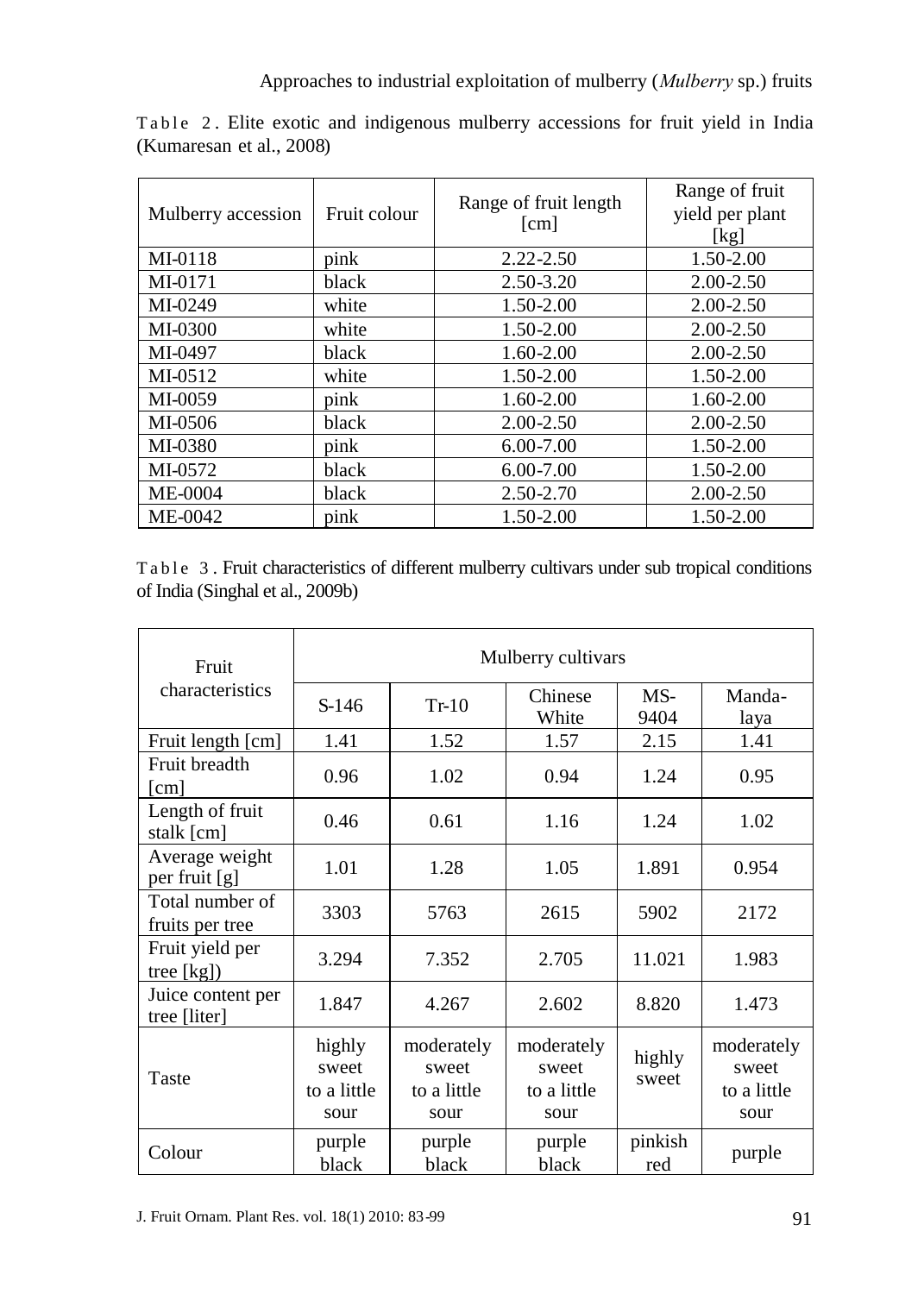Table 2. Elite exotic and indigenous mulberry accessions for fruit yield in India (Kumaresan et al., 2008)

| Mulberry accession | Fruit colour | Range of fruit length [cm] | Range of fruit yield per plant [kg] |
|---|---|---|---|
| MI-0118 | pink | 2.22-2.50 | 1.50-2.00 |
| MI-0171 | black | 2.50-3.20 | 2.00-2.50 |
| MI-0249 | white | 1.50-2.00 | 2.00-2.50 |
| MI-0300 | white | 1.50-2.00 | 2.00-2.50 |
| MI-0497 | black | 1.60-2.00 | 2.00-2.50 |
| MI-0512 | white | 1.50-2.00 | 1.50-2.00 |
| MI-0059 | pink | 1.60-2.00 | 1.60-2.00 |
| MI-0506 | black | 2.00-2.50 | 2.00-2.50 |
| MI-0380 | pink | 6.00-7.00 | 1.50-2.00 |
| MI-0572 | black | 6.00-7.00 | 1.50-2.00 |
| ME-0004 | black | 2.50-2.70 | 2.00-2.50 |
| ME-0042 | pink | 1.50-2.00 | 1.50-2.00 |

Table 3. Fruit characteristics of different mulberry cultivars under sub tropical conditions of India (Singhal et al., 2009b)

| Fruit characteristics | Mulberry cultivars | | | | |
|---|---|---|---|---|---|
| | S-146 | Tr-10 | Chinese White | MS-9404 | Manda-laya |
| Fruit length [cm] | 1.41 | 1.52 | 1.57 | 2.15 | 1.41 |
| Fruit breadth [cm] | 0.96 | 1.02 | 0.94 | 1.24 | 0.95 |
| Length of fruit stalk [cm] | 0.46 | 0.61 | 1.16 | 1.24 | 1.02 |
| Average weight per fruit [g] | 1.01 | 1.28 | 1.05 | 1.891 | 0.954 |
| Total number of fruits per tree | 3303 | 5763 | 2615 | 5902 | 2172 |
| Fruit yield per tree [kg]) | 3.294 | 7.352 | 2.705 | 11.021 | 1.983 |
| Juice content per tree [liter] | 1.847 | 4.267 | 2.602 | 8.820 | 1.473 |
| Taste | highly sweet to a little sour | moderately sweet to a little sour | moderately sweet to a little sour | highly sweet | moderately sweet to a little sour |
| Colour | purple black | purple black | purple black | pinkish red | purple |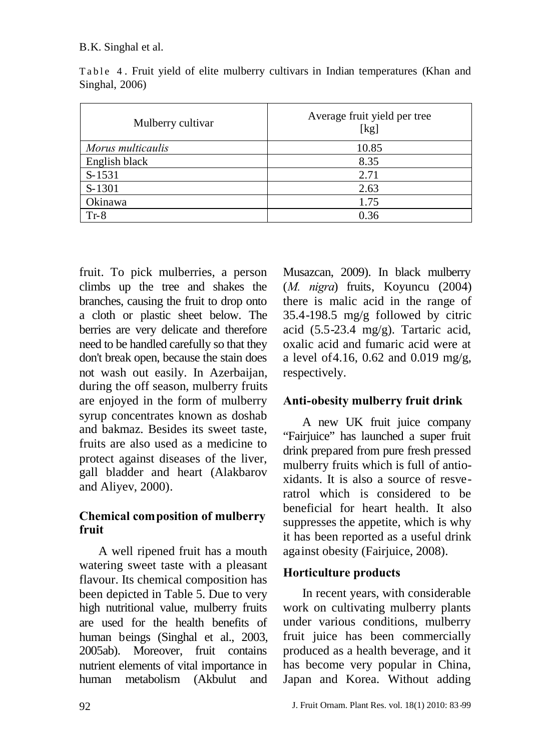Table 4. Fruit yield of elite mulberry cultivars in Indian temperatures (Khan and Singhal, 2006)

| Mulberry cultivar | Average fruit yield per tree [kg] |
| --- | --- |
| *Morus multicaulis* | 10.85 |
| English black | 8.35 |
| S-1531 | 2.71 |
| S-1301 | 2.63 |
| Okinawa | 1.75 |
| Tr-8 | 0.36 |

fruit. To pick mulberries, a person climbs up the tree and shakes the branches, causing the fruit to drop onto a cloth or plastic sheet below. The berries are very delicate and therefore need to be handled carefully so that they don't break open, because the stain does not wash out easily. In Azerbaijan, during the off season, mulberry fruits are enjoyed in the form of mulberry syrup concentrates known as doshab and bakmaz. Besides its sweet taste, fruits are also used as a medicine to protect against diseases of the liver, gall bladder and heart (Alakbarov and Aliyev, 2000).

## Chemical composition of mulberry fruit

A well ripened fruit has a mouth watering sweet taste with a pleasant flavour. Its chemical composition has been depicted in Table 5. Due to very high nutritional value, mulberry fruits are used for the health benefits of human beings (Singhal et al., 2003, 2005ab). Moreover, fruit contains nutrient elements of vital importance in human metabolism (Akbulut and Musazcan, 2009). In black mulberry (*M. nigra*) fruits, Koyuncu (2004) there is malic acid in the range of 35.4-198.5 mg/g followed by citric acid (5.5-23.4 mg/g). Tartaric acid, oxalic acid and fumaric acid were at a level of 4.16, 0.62 and 0.019 mg/g, respectively.

## Anti-obesity mulberry fruit drink

A new UK fruit juice company "Fairjuice" has launched a super fruit drink prepared from pure fresh pressed mulberry fruits which is full of antioxidants. It is also a source of resveratrol which is considered to be beneficial for heart health. It also suppresses the appetite, which is why it has been reported as a useful drink against obesity (Fairjuice, 2008).

## Horticulture products

In recent years, with considerable work on cultivating mulberry plants under various conditions, mulberry fruit juice has been commercially produced as a health beverage, and it has become very popular in China, Japan and Korea. Without adding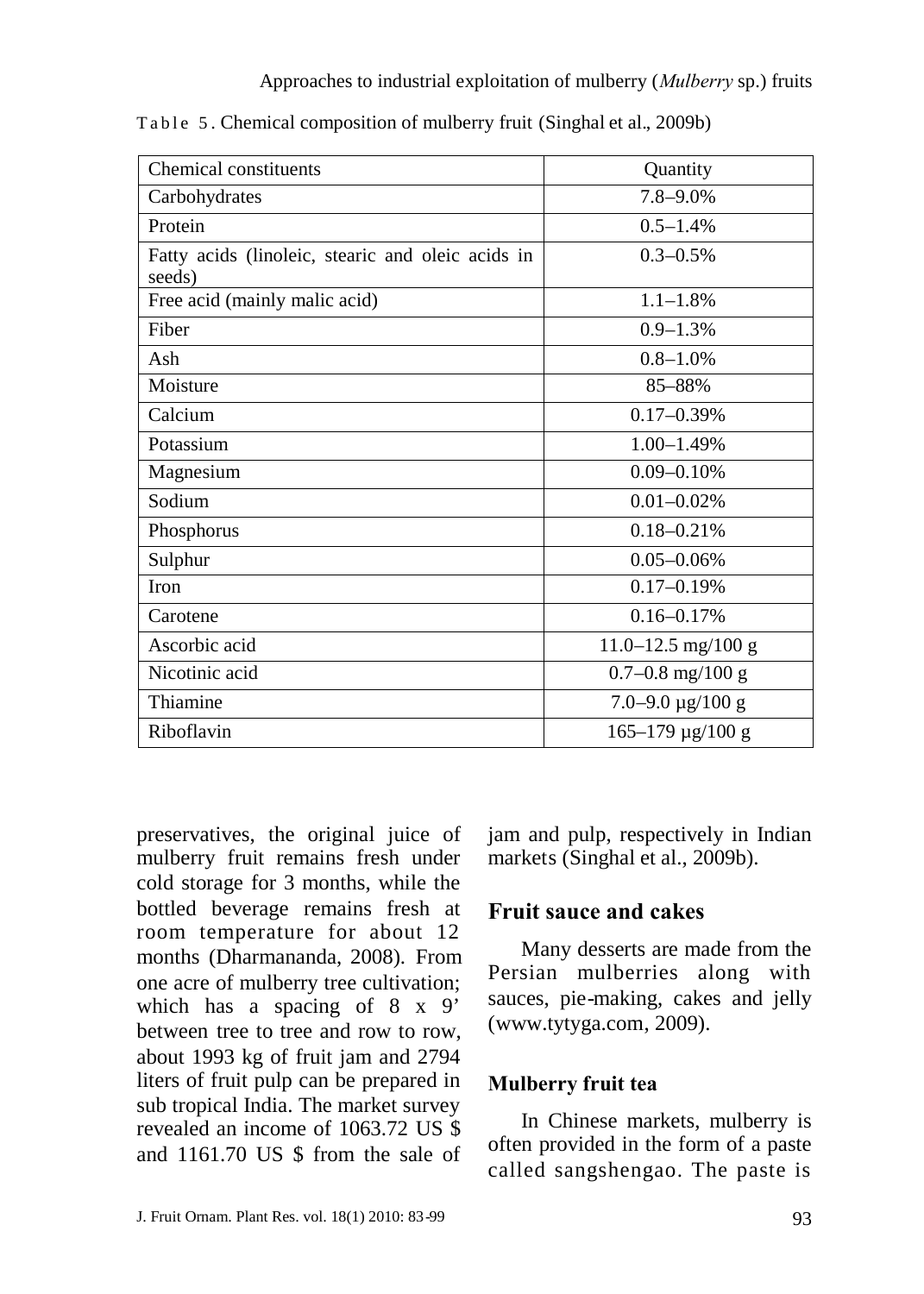Table 5. Chemical composition of mulberry fruit (Singhal et al., 2009b)

| Chemical constituents | Quantity |
|---|---|
| Carbohydrates | 7.8–9.0% |
| Protein | 0.5–1.4% |
| Fatty acids (linoleic, stearic and oleic acids in seeds) | 0.3–0.5% |
| Free acid (mainly malic acid) | 1.1–1.8% |
| Fiber | 0.9–1.3% |
| Ash | 0.8–1.0% |
| Moisture | 85–88% |
| Calcium | 0.17–0.39% |
| Potassium | 1.00–1.49% |
| Magnesium | 0.09–0.10% |
| Sodium | 0.01–0.02% |
| Phosphorus | 0.18–0.21% |
| Sulphur | 0.05–0.06% |
| Iron | 0.17–0.19% |
| Carotene | 0.16–0.17% |
| Ascorbic acid | 11.0–12.5 mg/100 g |
| Nicotinic acid | 0.7–0.8 mg/100 g |
| Thiamine | 7.0–9.0 µg/100 g |
| Riboflavin | 165–179 µg/100 g |

preservatives, the original juice of mulberry fruit remains fresh under cold storage for 3 months, while the bottled beverage remains fresh at room temperature for about 12 months (Dharmananda, 2008). From one acre of mulberry tree cultivation; which has a spacing of 8 x 9' between tree to tree and row to row, about 1993 kg of fruit jam and 2794 liters of fruit pulp can be prepared in sub tropical India. The market survey revealed an income of 1063.72 US $ and 1161.70 US $ from the sale of jam and pulp, respectively in Indian markets (Singhal et al., 2009b).

## Fruit sauce and cakes

Many desserts are made from the Persian mulberries along with sauces, pie-making, cakes and jelly (www.tytyga.com, 2009).

### Mulberry fruit tea

In Chinese markets, mulberry is often provided in the form of a paste called sangshengao. The paste is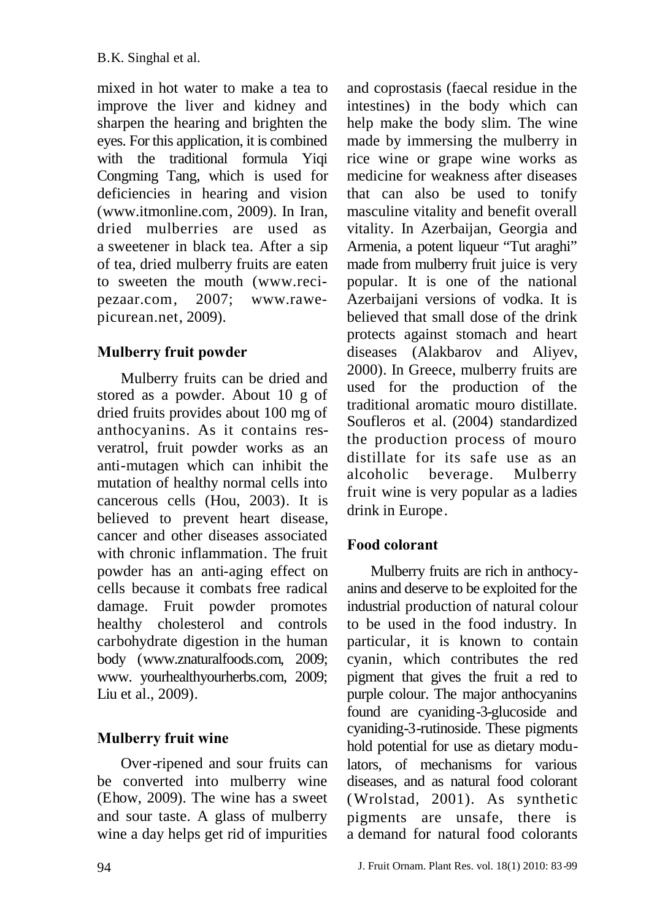mixed in hot water to make a tea to improve the liver and kidney and sharpen the hearing and brighten the eyes. For this application, it is combined with the traditional formula Yiqi Congming Tang, which is used for deficiencies in hearing and vision (www.itmonline.com, 2009). In Iran, dried mulberries are used as a sweetener in black tea. After a sip of tea, dried mulberry fruits are eaten to sweeten the mouth (www.recipezaar.com, 2007; www.rawepicurean.net, 2009).

## Mulberry fruit powder

Mulberry fruits can be dried and stored as a powder. About 10 g of dried fruits provides about 100 mg of anthocyanins. As it contains resveratrol, fruit powder works as an anti-mutagen which can inhibit the mutation of healthy normal cells into cancerous cells (Hou, 2003). It is believed to prevent heart disease, cancer and other diseases associated with chronic inflammation. The fruit powder has an anti-aging effect on cells because it combats free radical damage. Fruit powder promotes healthy cholesterol and controls carbohydrate digestion in the human body (www.znaturalfoods.com, 2009; www. yourhealthyourherbs.com, 2009; Liu et al., 2009).

## Mulberry fruit wine

Over-ripened and sour fruits can be converted into mulberry wine (Ehow, 2009). The wine has a sweet and sour taste. A glass of mulberry wine a day helps get rid of impurities and coprostasis (faecal residue in the intestines) in the body which can help make the body slim. The wine made by immersing the mulberry in rice wine or grape wine works as medicine for weakness after diseases that can also be used to tonify masculine vitality and benefit overall vitality. In Azerbaijan, Georgia and Armenia, a potent liqueur "Tut araghi" made from mulberry fruit juice is very popular. It is one of the national Azerbaijani versions of vodka. It is believed that small dose of the drink protects against stomach and heart diseases (Alakbarov and Aliyev, 2000). In Greece, mulberry fruits are used for the production of the traditional aromatic mouro distillate. Soufleros et al. (2004) standardized the production process of mouro distillate for its safe use as an alcoholic beverage. Mulberry fruit wine is very popular as a ladies drink in Europe.

## Food colorant

Mulberry fruits are rich in anthocyanins and deserve to be exploited for the industrial production of natural colour to be used in the food industry. In particular, it is known to contain cyanin, which contributes the red pigment that gives the fruit a red to purple colour. The major anthocyanins found are cyaniding-3-glucoside and cyaniding-3-rutinoside. These pigments hold potential for use as dietary modulators, of mechanisms for various diseases, and as natural food colorant (Wrolstad, 2001). As synthetic pigments are unsafe, there is a demand for natural food colorants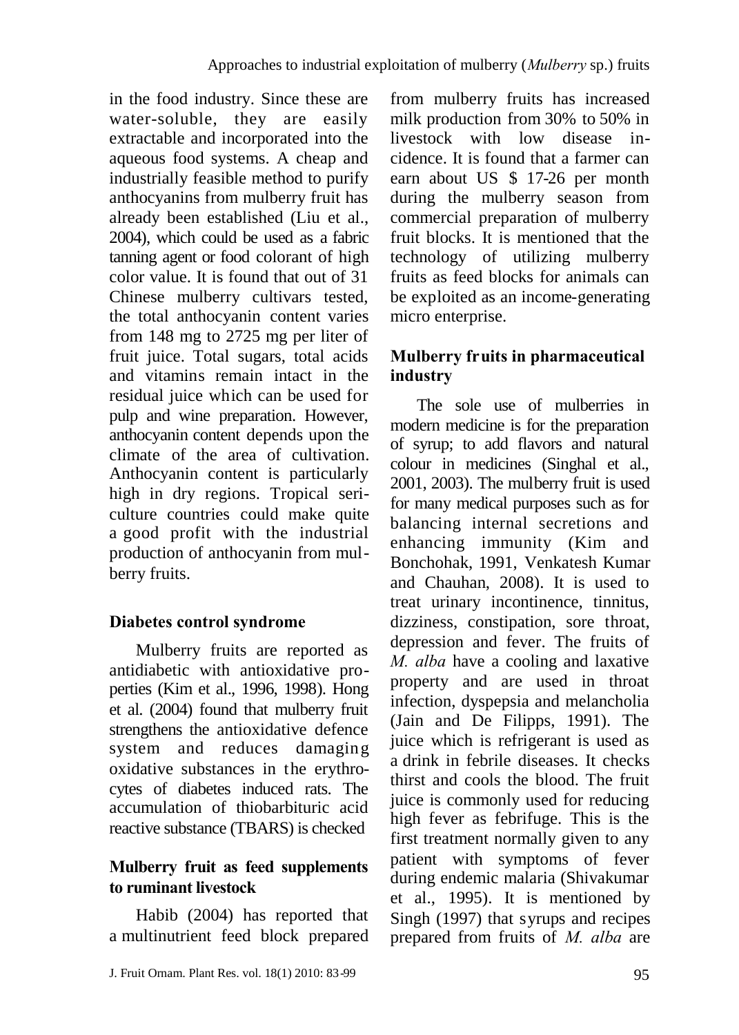in the food industry. Since these are water-soluble, they are easily extractable and incorporated into the aqueous food systems. A cheap and industrially feasible method to purify anthocyanins from mulberry fruit has already been established (Liu et al., 2004), which could be used as a fabric tanning agent or food colorant of high color value. It is found that out of 31 Chinese mulberry cultivars tested, the total anthocyanin content varies from 148 mg to 2725 mg per liter of fruit juice. Total sugars, total acids and vitamins remain intact in the residual juice which can be used for pulp and wine preparation. However, anthocyanin content depends upon the climate of the area of cultivation. Anthocyanin content is particularly high in dry regions. Tropical sericulture countries could make quite a good profit with the industrial production of anthocyanin from mulberry fruits.

## Diabetes control syndrome

Mulberry fruits are reported as antidiabetic with antioxidative properties (Kim et al., 1996, 1998). Hong et al. (2004) found that mulberry fruit strengthens the antioxidative defence system and reduces damaging oxidative substances in the erythrocytes of diabetes induced rats. The accumulation of thiobarbituric acid reactive substance (TBARS) is checked

## Mulberry fruit as feed supplements to ruminant livestock

Habib (2004) has reported that a multinutrient feed block prepared from mulberry fruits has increased milk production from 30% to 50% in livestock with low disease incidence. It is found that a farmer can earn about US $ 17-26 per month during the mulberry season from commercial preparation of mulberry fruit blocks. It is mentioned that the technology of utilizing mulberry fruits as feed blocks for animals can be exploited as an income-generating micro enterprise.

## Mulberry fruits in pharmaceutical industry

The sole use of mulberries in modern medicine is for the preparation of syrup; to add flavors and natural colour in medicines (Singhal et al., 2001, 2003). The mulberry fruit is used for many medical purposes such as for balancing internal secretions and enhancing immunity (Kim and Bonchohak, 1991, Venkatesh Kumar and Chauhan, 2008). It is used to treat urinary incontinence, tinnitus, dizziness, constipation, sore throat, depression and fever. The fruits of *M. alba* have a cooling and laxative property and are used in throat infection, dyspepsia and melancholia (Jain and De Filipps, 1991). The juice which is refrigerant is used as a drink in febrile diseases. It checks thirst and cools the blood. The fruit juice is commonly used for reducing high fever as febrifuge. This is the first treatment normally given to any patient with symptoms of fever during endemic malaria (Shivakumar et al., 1995). It is mentioned by Singh (1997) that syrups and recipes prepared from fruits of *M. alba* are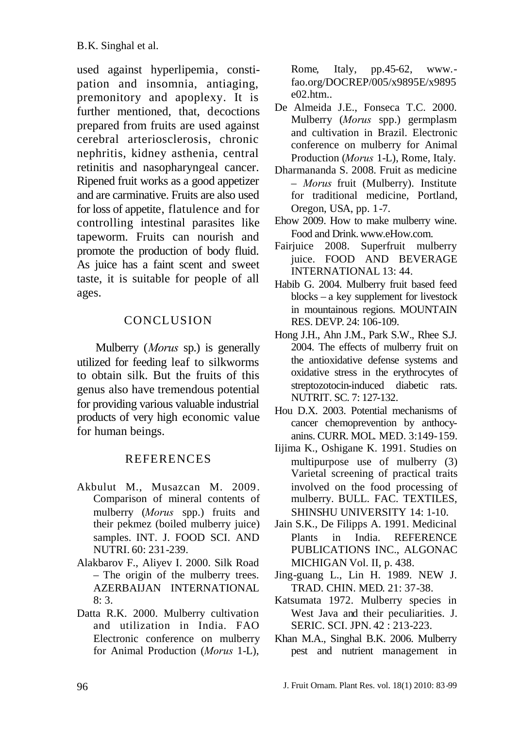used against hyperlipemia, constipation and insomnia, antiaging, premonitory and apoplexy. It is further mentioned, that, decoctions prepared from fruits are used against cerebral arteriosclerosis, chronic nephritis, kidney asthenia, central retinitis and nasopharyngeal cancer. Ripened fruit works as a good appetizer and are carminative. Fruits are also used for loss of appetite, flatulence and for controlling intestinal parasites like tapeworm. Fruits can nourish and promote the production of body fluid. As juice has a faint scent and sweet taste, it is suitable for people of all ages.

## CONCLUSION

Mulberry (*Morus* sp.) is generally utilized for feeding leaf to silkworms to obtain silk. But the fruits of this genus also have tremendous potential for providing various valuable industrial products of very high economic value for human beings.

## REFERENCES

Akbulut M., Musazcan M. 2009. Comparison of mineral contents of mulberry (*Morus* spp.) fruits and their pekmez (boiled mulberry juice) samples. INT. J. FOOD SCI. AND NUTRI. 60: 231-239.

Alakbarov F., Aliyev I. 2000. Silk Road – The origin of the mulberry trees. AZERBAIJAN INTERNATIONAL 8: 3.

Datta R.K. 2000. Mulberry cultivation and utilization in India. FAO Electronic conference on mulberry for Animal Production (*Morus* 1-L), Rome, Italy, pp.45-62, www.-fao.org/DOCREP/005/x9895E/x9895e02.htm..

De Almeida J.E., Fonseca T.C. 2000. Mulberry (*Morus* spp.) germplasm and cultivation in Brazil. Electronic conference on mulberry for Animal Production (*Morus* 1-L), Rome, Italy.

Dharmananda S. 2008. Fruit as medicine – *Morus* fruit (Mulberry). Institute for traditional medicine, Portland, Oregon, USA, pp. 1-7.

Ehow 2009. How to make mulberry wine. Food and Drink. www.eHow.com.

Fairjuice 2008. Superfruit mulberry juice. FOOD AND BEVERAGE INTERNATIONAL 13: 44.

Habib G. 2004. Mulberry fruit based feed blocks – a key supplement for livestock in mountainous regions. MOUNTAIN RES. DEVP. 24: 106-109.

Hong J.H., Ahn J.M., Park S.W., Rhee S.J. 2004. The effects of mulberry fruit on the antioxidative defense systems and oxidative stress in the erythrocytes of streptozotocin-induced diabetic rats. NUTRIT. SC. 7: 127-132.

Hou D.X. 2003. Potential mechanisms of cancer chemoprevention by anthocyanins. CURR. MOL. MED. 3:149-159.

Iijima K., Oshigane K. 1991. Studies on multipurpose use of mulberry (3) Varietal screening of practical traits involved on the food processing of mulberry. BULL. FAC. TEXTILES, SHINSHU UNIVERSITY 14: 1-10.

Jain S.K., De Filipps A. 1991. Medicinal Plants in India. REFERENCE PUBLICATIONS INC., ALGONAC MICHIGAN Vol. II, p. 438.

Jing-guang L., Lin H. 1989. NEW J. TRAD. CHIN. MED. 21: 37-38.

Katsumata 1972. Mulberry species in West Java and their peculiarities. J. SERIC. SCI. JPN. 42 : 213-223.

Khan M.A., Singhal B.K. 2006. Mulberry pest and nutrient management in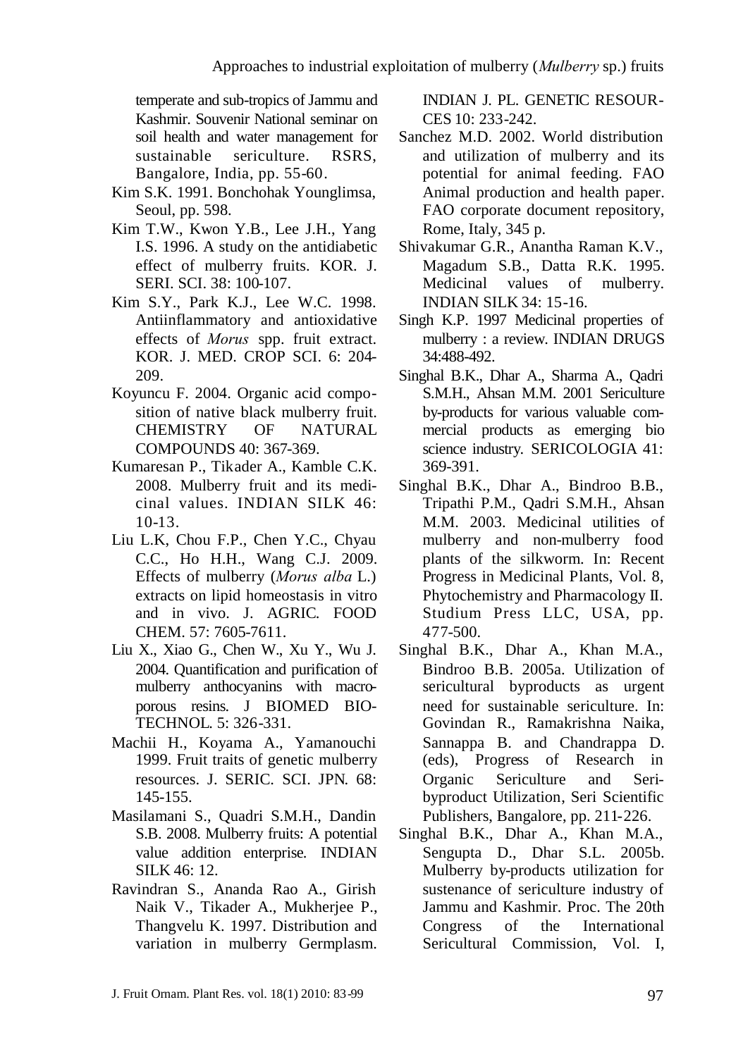temperate and sub-tropics of Jammu and Kashmir. Souvenir National seminar on soil health and water management for sustainable sericulture. RSRS, Bangalore, India, pp. 55-60.

Kim S.K. 1991. Bonchohak Younglimsa, Seoul, pp. 598.

Kim T.W., Kwon Y.B., Lee J.H., Yang I.S. 1996. A study on the antidiabetic effect of mulberry fruits. KOR. J. SERI. SCI. 38: 100-107.

Kim S.Y., Park K.J., Lee W.C. 1998. Antiinflammatory and antioxidative effects of *Morus* spp. fruit extract. KOR. J. MED. CROP SCI. 6: 204-209.

Koyuncu F. 2004. Organic acid composition of native black mulberry fruit. CHEMISTRY OF NATURAL COMPOUNDS 40: 367-369.

Kumaresan P., Tikader A., Kamble C.K. 2008. Mulberry fruit and its medicinal values. INDIAN SILK 46: 10-13.

Liu L.K, Chou F.P., Chen Y.C., Chyau C.C., Ho H.H., Wang C.J. 2009. Effects of mulberry (*Morus alba* L.) extracts on lipid homeostasis in vitro and in vivo. J. AGRIC. FOOD CHEM. 57: 7605-7611.

Liu X., Xiao G., Chen W., Xu Y., Wu J. 2004. Quantification and purification of mulberry anthocyanins with macroporous resins. J BIOMED BIOTECHNOL. 5: 326-331.

Machii H., Koyama A., Yamanouchi 1999. Fruit traits of genetic mulberry resources. J. SERIC. SCI. JPN. 68: 145-155.

Masilamani S., Quadri S.M.H., Dandin S.B. 2008. Mulberry fruits: A potential value addition enterprise. INDIAN SILK 46: 12.

Ravindran S., Ananda Rao A., Girish Naik V., Tikader A., Mukherjee P., Thangvelu K. 1997. Distribution and variation in mulberry Germplasm. INDIAN J. PL. GENETIC RESOURCES 10: 233-242.

Sanchez M.D. 2002. World distribution and utilization of mulberry and its potential for animal feeding. FAO Animal production and health paper. FAO corporate document repository, Rome, Italy, 345 p.

Shivakumar G.R., Anantha Raman K.V., Magadum S.B., Datta R.K. 1995. Medicinal values of mulberry. INDIAN SILK 34: 15-16.

Singh K.P. 1997 Medicinal properties of mulberry : a review. INDIAN DRUGS 34:488-492.

Singhal B.K., Dhar A., Sharma A., Qadri S.M.H., Ahsan M.M. 2001 Sericulture by-products for various valuable commercial products as emerging bio science industry. SERICOLOGIA 41: 369-391.

Singhal B.K., Dhar A., Bindroo B.B., Tripathi P.M., Qadri S.M.H., Ahsan M.M. 2003. Medicinal utilities of mulberry and non-mulberry food plants of the silkworm. In: Recent Progress in Medicinal Plants, Vol. 8, Phytochemistry and Pharmacology II. Studium Press LLC, USA, pp. 477-500.

Singhal B.K., Dhar A., Khan M.A., Bindroo B.B. 2005a. Utilization of sericultural byproducts as urgent need for sustainable sericulture. In: Govindan R., Ramakrishna Naika, Sannappa B. and Chandrappa D. (eds), Progress of Research in Organic Sericulture and Seri-byproduct Utilization, Seri Scientific Publishers, Bangalore, pp. 211-226.

Singhal B.K., Dhar A., Khan M.A., Sengupta D., Dhar S.L. 2005b. Mulberry by-products utilization for sustenance of sericulture industry of Jammu and Kashmir. Proc. The 20th Congress of the International Sericultural Commission, Vol. I,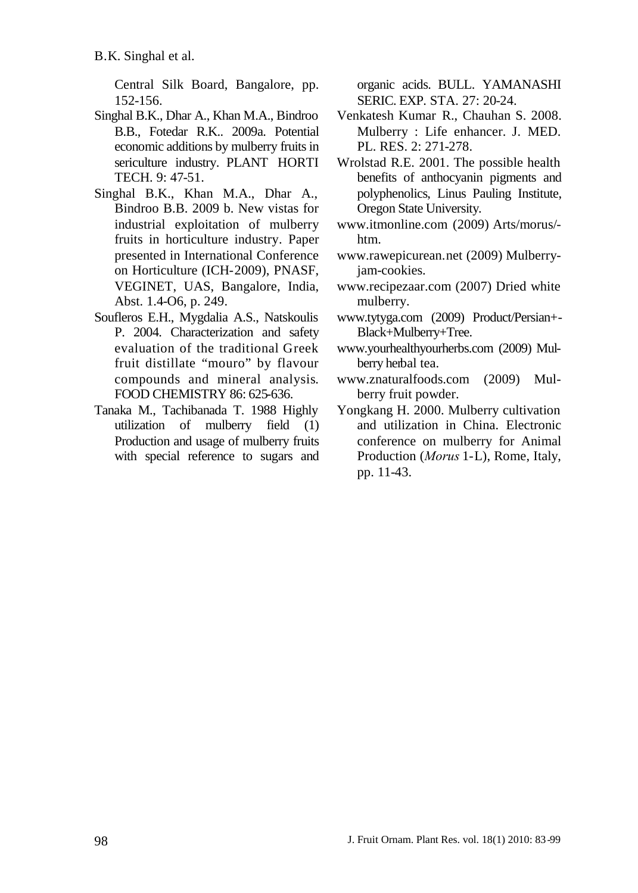Central Silk Board, Bangalore, pp. 152-156.

Singhal B.K., Dhar A., Khan M.A., Bindroo B.B., Fotedar R.K.. 2009a. Potential economic additions by mulberry fruits in sericulture industry. PLANT HORTI TECH. 9: 47-51.

Singhal B.K., Khan M.A., Dhar A., Bindroo B.B. 2009 b. New vistas for industrial exploitation of mulberry fruits in horticulture industry. Paper presented in International Conference on Horticulture (ICH-2009), PNASF, VEGINET, UAS, Bangalore, India, Abst. 1.4-O6, p. 249.

Soufleros E.H., Mygdalia A.S., Natskoulis P. 2004. Characterization and safety evaluation of the traditional Greek fruit distillate "mouro" by flavour compounds and mineral analysis. FOOD CHEMISTRY 86: 625-636.

Tanaka M., Tachibanada T. 1988 Highly utilization of mulberry field (1) Production and usage of mulberry fruits with special reference to sugars and organic acids. BULL. YAMANASHI SERIC. EXP. STA. 27: 20-24.

Venkatesh Kumar R., Chauhan S. 2008. Mulberry : Life enhancer. J. MED. PL. RES. 2: 271-278.

Wrolstad R.E. 2001. The possible health benefits of anthocyanin pigments and polyphenolics, Linus Pauling Institute, Oregon State University.

www.itmonline.com (2009) Arts/morus/-htm.

www.rawepicurean.net (2009) Mulberry-jam-cookies.

www.recipezaar.com (2007) Dried white mulberry.

www.tytyga.com (2009) Product/Persian+-Black+Mulberry+Tree.

www.yourhealthyourherbs.com (2009) Mulberry herbal tea.

www.znaturalfoods.com (2009) Mulberry fruit powder.

Yongkang H. 2000. Mulberry cultivation and utilization in China. Electronic conference on mulberry for Animal Production (*Morus* 1-L), Rome, Italy, pp. 11-43.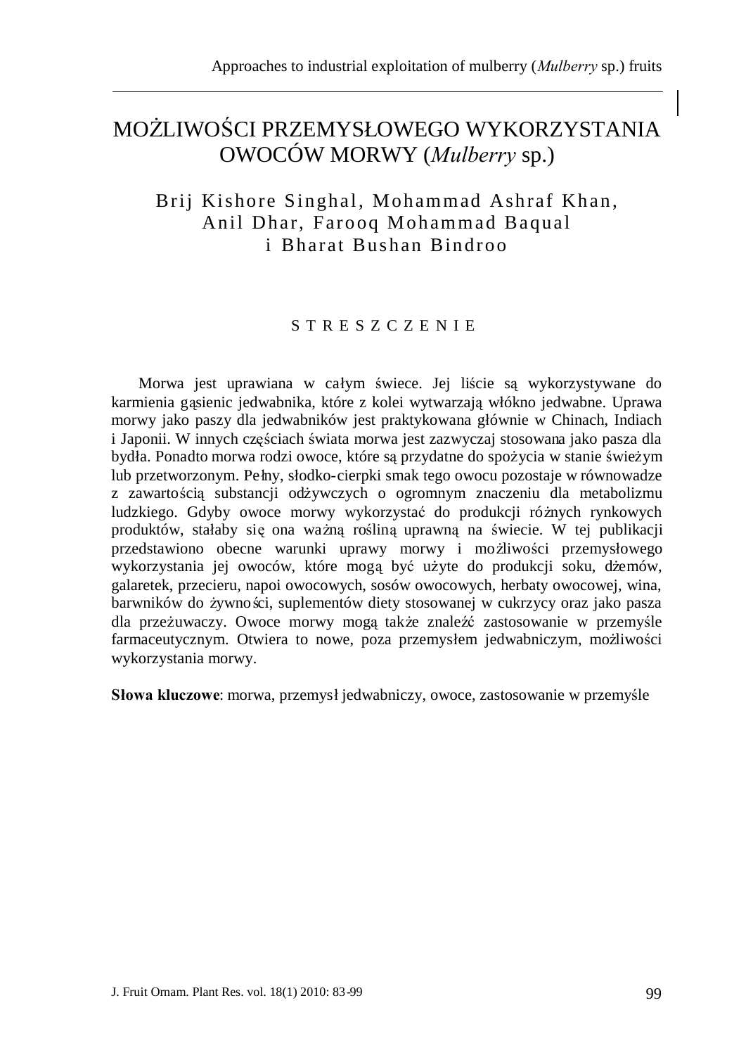# MOŻLIWOŚCI PRZEMYSŁOWEGO WYKORZYSTANIA OWOCÓW MORWY (*Mulberry* sp.)

Brij Kishore Singhal, Mohammad Ashraf Khan, Anil Dhar, Farooq Mohammad Baqual i Bharat Bushan Bindroo

## STRESZCZENIE

Morwa jest uprawiana w całym świece. Jej liście są wykorzystywane do karmienia gąsienic jedwabnika, które z kolei wytwarzają włókno jedwabne. Uprawa morwy jako paszy dla jedwabników jest praktykowana głównie w Chinach, Indiach i Japonii. W innych częściach świata morwa jest zazwyczaj stosowana jako pasza dla bydła. Ponadto morwa rodzi owoce, które są przydatne do spożycia w stanie świeżym lub przetworzonym. Pełny, słodko-cierpki smak tego owocu pozostaje w równowadze z zawartością substancji odżywczych o ogromnym znaczeniu dla metabolizmu ludzkiego. Gdyby owoce morwy wykorzystać do produkcji różnych rynkowych produktów, stałaby się ona ważną rośliną uprawną na świecie. W tej publikacji przedstawiono obecne warunki uprawy morwy i możliwości przemysłowego wykorzystania jej owoców, które mogą być użyte do produkcji soku, dżemów, galaretek, przecieru, napoi owocowych, sosów owocowych, herbaty owocowej, wina, barwników do żywności, suplementów diety stosowanej w cukrzycy oraz jako pasza dla przeżuwaczy. Owoce morwy mogą także znaleźć zastosowanie w przemyśle farmaceutycznym. Otwiera to nowe, poza przemysłem jedwabniczym, możliwości wykorzystania morwy.

**Słowa kluczowe**: morwa, przemysł jedwabniczy, owoce, zastosowanie w przemyśle